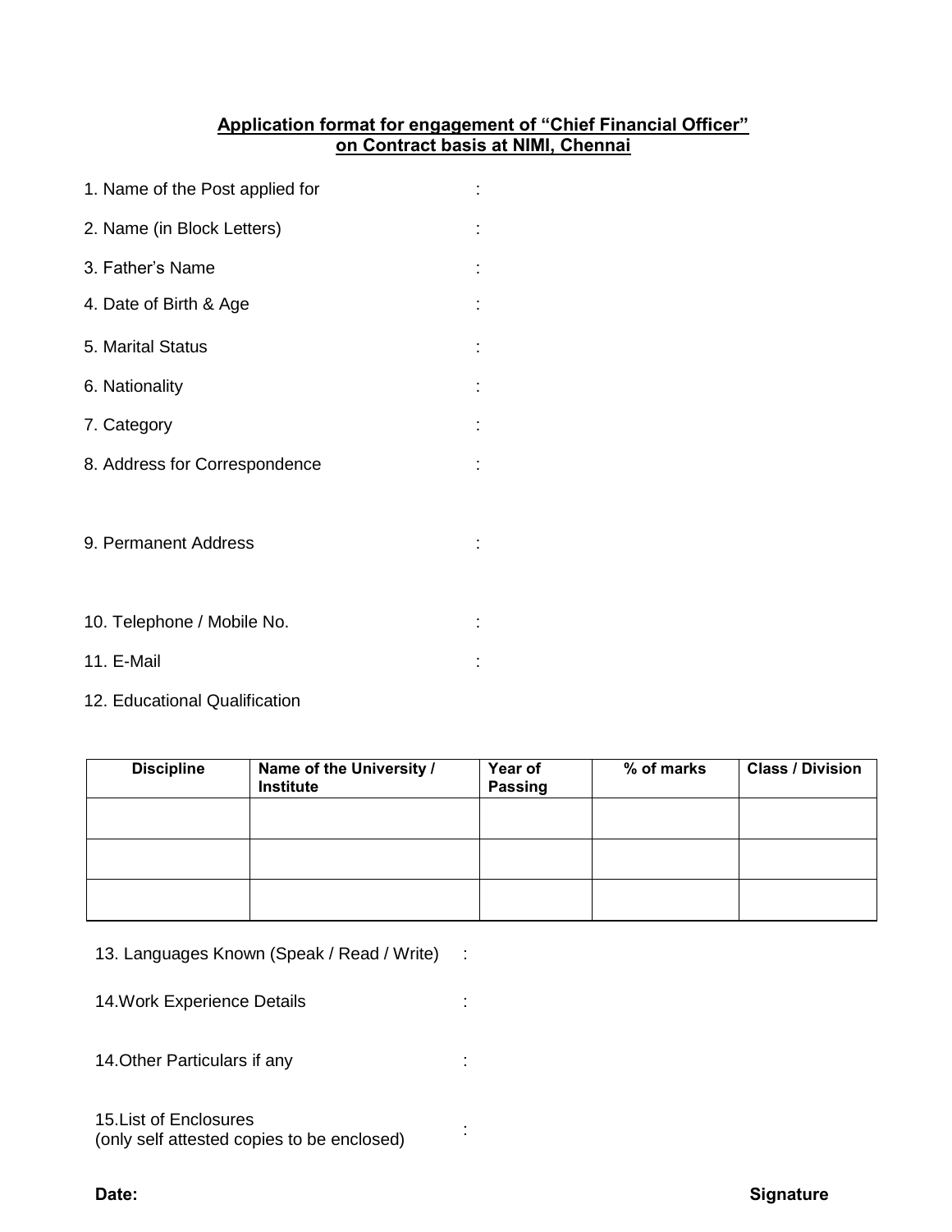**Application format for engagement of "Chief Financial Officer" on Contract basis at NIMI, Chennai**

1. Name of the Post applied for :
2. Name (in Block Letters) :
3. Father's Name :
4. Date of Birth & Age :
5. Marital Status :
6. Nationality :
7. Category :
8. Address for Correspondence :

9. Permanent Address :

10. Telephone / Mobile No. :
11. E-Mail :
12. Educational Qualification

| Discipline | Name of the University / Institute | Year of Passing | % of marks | Class / Division |
|---|---|---|---|---|
| | | | | |
| | | | | |
| | | | | |

13. Languages Known (Speak / Read / Write) :

14.Work Experience Details :

14.Other Particulars if any :

15.List of Enclosures
(only self attested copies to be enclosed) :

**Date:** **Signature**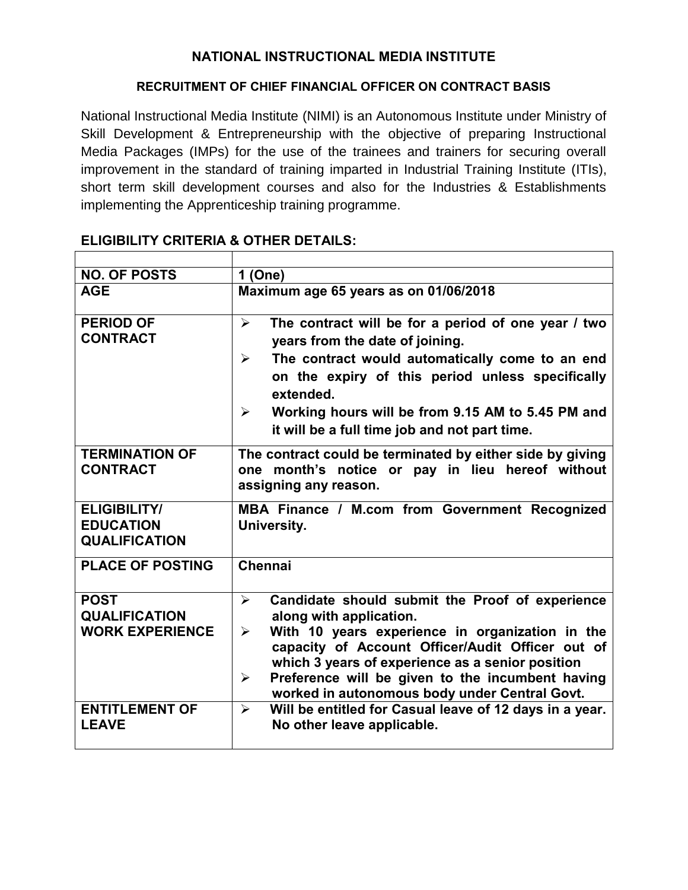# NATIONAL INSTRUCTIONAL MEDIA INSTITUTE

## RECRUITMENT OF CHIEF FINANCIAL OFFICER ON CONTRACT BASIS

National Instructional Media Institute (NIMI) is an Autonomous Institute under Ministry of Skill Development & Entrepreneurship with the objective of preparing Instructional Media Packages (IMPs) for the use of the trainees and trainers for securing overall improvement in the standard of training imparted in Industrial Training Institute (ITIs), short term skill development courses and also for the Industries & Establishments implementing the Apprenticeship training programme.

### ELIGIBILITY CRITERIA & OTHER DETAILS:

| | |
|---|---|
| **NO. OF POSTS** | **1 (One)** |
| **AGE** | **Maximum age 65 years as on 01/06/2018** |
| **PERIOD OF CONTRACT** | ➢ **The contract will be for a period of one year / two years from the date of joining.**<br>➢ **The contract would automatically come to an end on the expiry of this period unless specifically extended.**<br>➢ **Working hours will be from 9.15 AM to 5.45 PM and it will be a full time job and not part time.** |
| **TERMINATION OF CONTRACT** | **The contract could be terminated by either side by giving one month's notice or pay in lieu hereof without assigning any reason.** |
| **ELIGIBILITY/ EDUCATION QUALIFICATION** | **MBA Finance / M.com from Government Recognized University.** |
| **PLACE OF POSTING** | **Chennai** |
| **POST QUALIFICATION WORK EXPERIENCE** | ➢ **Candidate should submit the Proof of experience along with application.**<br>➢ **With 10 years experience in organization in the capacity of Account Officer/Audit Officer out of which 3 years of experience as a senior position**<br>➢ **Preference will be given to the incumbent having worked in autonomous body under Central Govt.** |
| **ENTITLEMENT OF LEAVE** | ➢ **Will be entitled for Casual leave of 12 days in a year. No other leave applicable.** |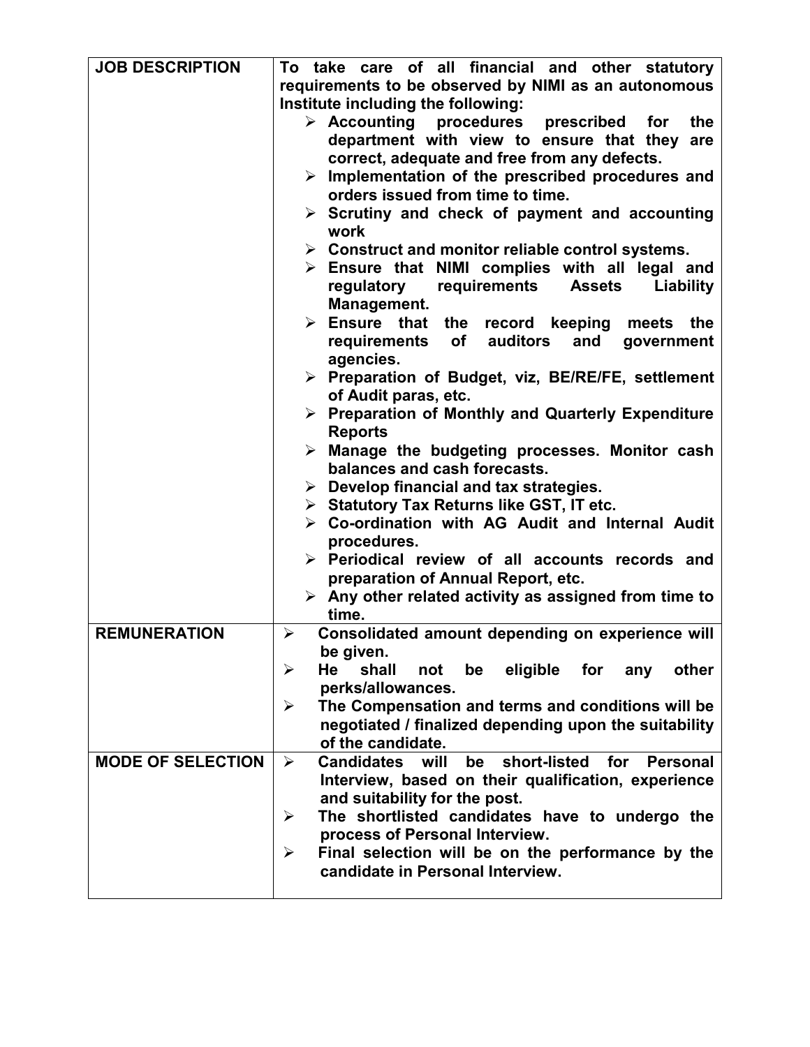| | |
|---|---|
| **JOB DESCRIPTION** | **To take care of all financial and other statutory requirements to be observed by NIMI as an autonomous Institute including the following:**<br>➢ **Accounting procedures prescribed for the department with view to ensure that they are correct, adequate and free from any defects.**<br>➢ **Implementation of the prescribed procedures and orders issued from time to time.**<br>➢ **Scrutiny and check of payment and accounting work**<br>➢ **Construct and monitor reliable control systems.**<br>➢ **Ensure that NIMI complies with all legal and regulatory requirements Assets Liability Management.**<br>➢ **Ensure that the record keeping meets the requirements of auditors and government agencies.**<br>➢ **Preparation of Budget, viz, BE/RE/FE, settlement of Audit paras, etc.**<br>➢ **Preparation of Monthly and Quarterly Expenditure Reports**<br>➢ **Manage the budgeting processes. Monitor cash balances and cash forecasts.**<br>➢ **Develop financial and tax strategies.**<br>➢ **Statutory Tax Returns like GST, IT etc.**<br>➢ **Co-ordination with AG Audit and Internal Audit procedures.**<br>➢ **Periodical review of all accounts records and preparation of Annual Report, etc.**<br>➢ **Any other related activity as assigned from time to time.** |
| **REMUNERATION** | ➢ **Consolidated amount depending on experience will be given.**<br>➢ **He shall not be eligible for any other perks/allowances.**<br>➢ **The Compensation and terms and conditions will be negotiated / finalized depending upon the suitability of the candidate.** |
| **MODE OF SELECTION** | ➢ **Candidates will be short-listed for Personal Interview, based on their qualification, experience and suitability for the post.**<br>➢ **The shortlisted candidates have to undergo the process of Personal Interview.**<br>➢ **Final selection will be on the performance by the candidate in Personal Interview.** |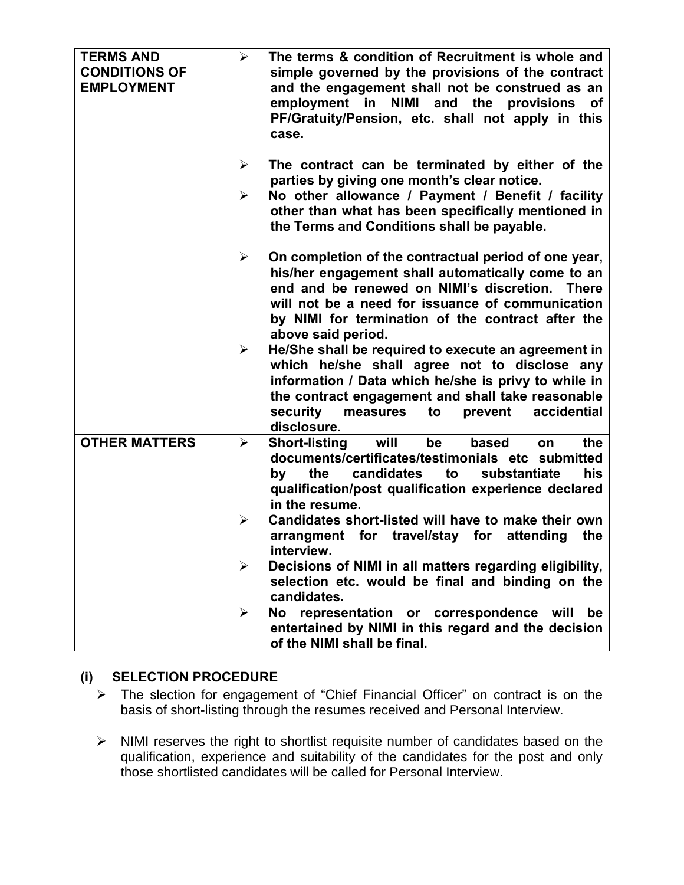| | |
|---|---|
| **TERMS AND CONDITIONS OF EMPLOYMENT** | ➢ **The terms & condition of Recruitment is whole and simple governed by the provisions of the contract and the engagement shall not be construed as an employment in NIMI and the provisions of PF/Gratuity/Pension, etc. shall not apply in this case.**<br><br>➢ **The contract can be terminated by either of the parties by giving one month's clear notice.**<br>➢ **No other allowance / Payment / Benefit / facility other than what has been specifically mentioned in the Terms and Conditions shall be payable.**<br><br>➢ **On completion of the contractual period of one year, his/her engagement shall automatically come to an end and be renewed on NIMI's discretion. There will not be a need for issuance of communication by NIMI for termination of the contract after the above said period.**<br>➢ **He/She shall be required to execute an agreement in which he/she shall agree not to disclose any information / Data which he/she is privy to while in the contract engagement and shall take reasonable security measures to prevent accidental disclosure.** |
| **OTHER MATTERS** | ➢ **Short-listing will be based on the documents/certificates/testimonials etc submitted by the candidates to substantiate his qualification/post qualification experience declared in the resume.**<br>➢ **Candidates short-listed will have to make their own arrangment for travel/stay for attending the interview.**<br>➢ **Decisions of NIMI in all matters regarding eligibility, selection etc. would be final and binding on the candidates.**<br>➢ **No representation or correspondence will be entertained by NIMI in this regard and the decision of the NIMI shall be final.** |

## (i) SELECTION PROCEDURE

- ➢ The slection for engagement of "Chief Financial Officer" on contract is on the basis of short-listing through the resumes received and Personal Interview.

- ➢ NIMI reserves the right to shortlist requisite number of candidates based on the qualification, experience and suitability of the candidates for the post and only those shortlisted candidates will be called for Personal Interview.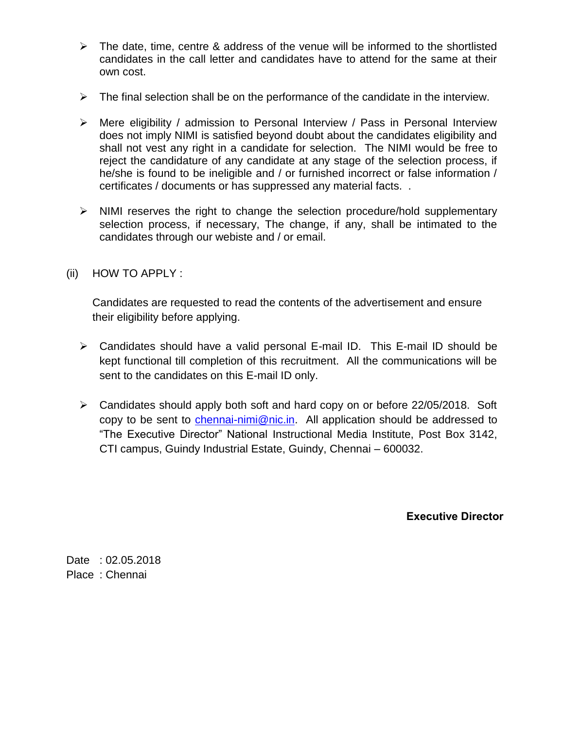- The date, time, centre & address of the venue will be informed to the shortlisted candidates in the call letter and candidates have to attend for the same at their own cost.

- The final selection shall be on the performance of the candidate in the interview.

- Mere eligibility / admission to Personal Interview / Pass in Personal Interview does not imply NIMI is satisfied beyond doubt about the candidates eligibility and shall not vest any right in a candidate for selection. The NIMI would be free to reject the candidature of any candidate at any stage of the selection process, if he/she is found to be ineligible and / or furnished incorrect or false information / certificates / documents or has suppressed any material facts. .

- NIMI reserves the right to change the selection procedure/hold supplementary selection process, if necessary, The change, if any, shall be intimated to the candidates through our webiste and / or email.

(ii) HOW TO APPLY :

Candidates are requested to read the contents of the advertisement and ensure their eligibility before applying.

- Candidates should have a valid personal E-mail ID. This E-mail ID should be kept functional till completion of this recruitment. All the communications will be sent to the candidates on this E-mail ID only.

- Candidates should apply both soft and hard copy on or before 22/05/2018. Soft copy to be sent to chennai-nimi@nic.in. All application should be addressed to "The Executive Director" National Instructional Media Institute, Post Box 3142, CTI campus, Guindy Industrial Estate, Guindy, Chennai – 600032.

**Executive Director**

Date : 02.05.2018
Place : Chennai